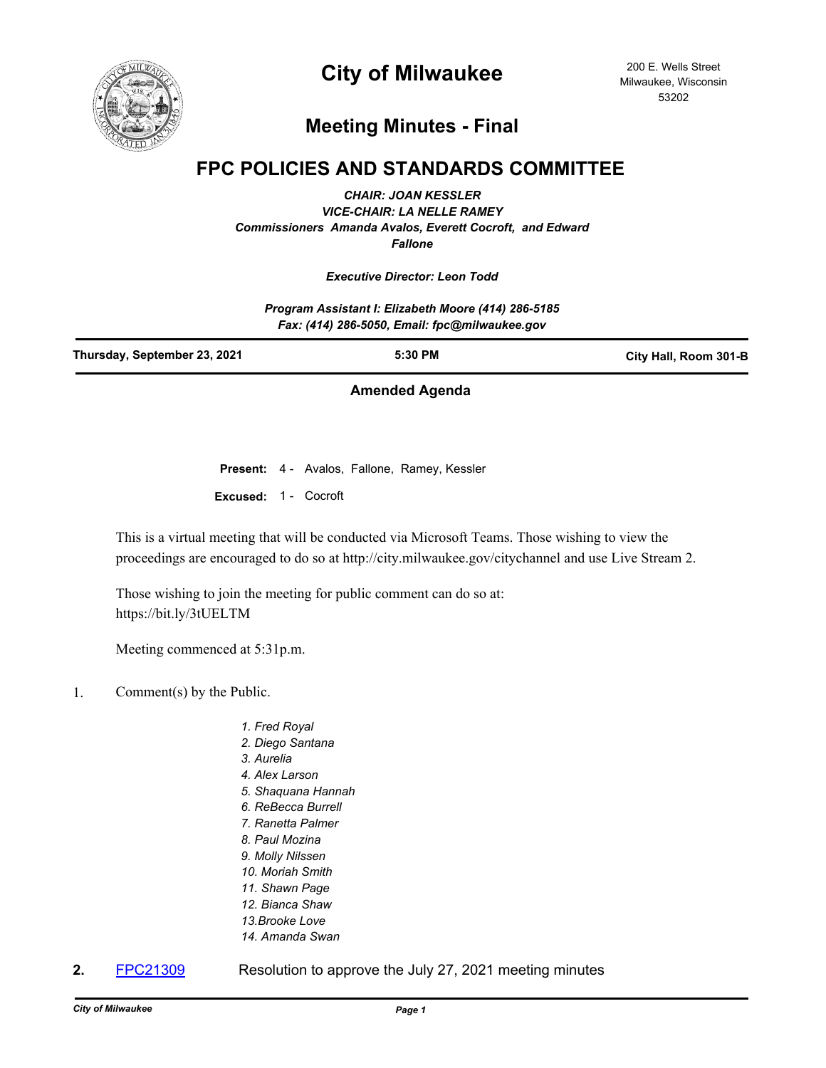# City of Milwaukee

200 E. Wells Street
Milwaukee, Wisconsin
53202

## Meeting Minutes - Final

## FPC POLICIES AND STANDARDS COMMITTEE

***CHAIR: JOAN KESSLER***
***VICE-CHAIR: LA NELLE RAMEY***
***Commissioners Amanda Avalos, Everett Cocroft, and Edward Fallone***

***Executive Director: Leon Todd***

***Program Assistant I: Elizabeth Moore (414) 286-5185***
***Fax: (414) 286-5050, Email: fpc@milwaukee.gov***

| **Thursday, September 23, 2021** | **5:30 PM** | **City Hall, Room 301-B** |
|---|---|---|

**Amended Agenda**

**Present:** 4 - Avalos, Fallone, Ramey, Kessler

**Excused:** 1 - Cocroft

This is a virtual meeting that will be conducted via Microsoft Teams. Those wishing to view the proceedings are encouraged to do so at http://city.milwaukee.gov/citychannel and use Live Stream 2.

Those wishing to join the meeting for public comment can do so at: https://bit.ly/3tUELTM

Meeting commenced at 5:31p.m.

1. Comment(s) by the Public.

   *1. Fred Royal*
   *2. Diego Santana*
   *3. Aurelia*
   *4. Alex Larson*
   *5. Shaquana Hannah*
   *6. ReBecca Burrell*
   *7. Ranetta Palmer*
   *8. Paul Mozina*
   *9. Molly Nilssen*
   *10. Moriah Smith*
   *11. Shawn Page*
   *12. Bianca Shaw*
   *13.Brooke Love*
   *14. Amanda Swan*

**2.** FPC21309 Resolution to approve the July 27, 2021 meeting minutes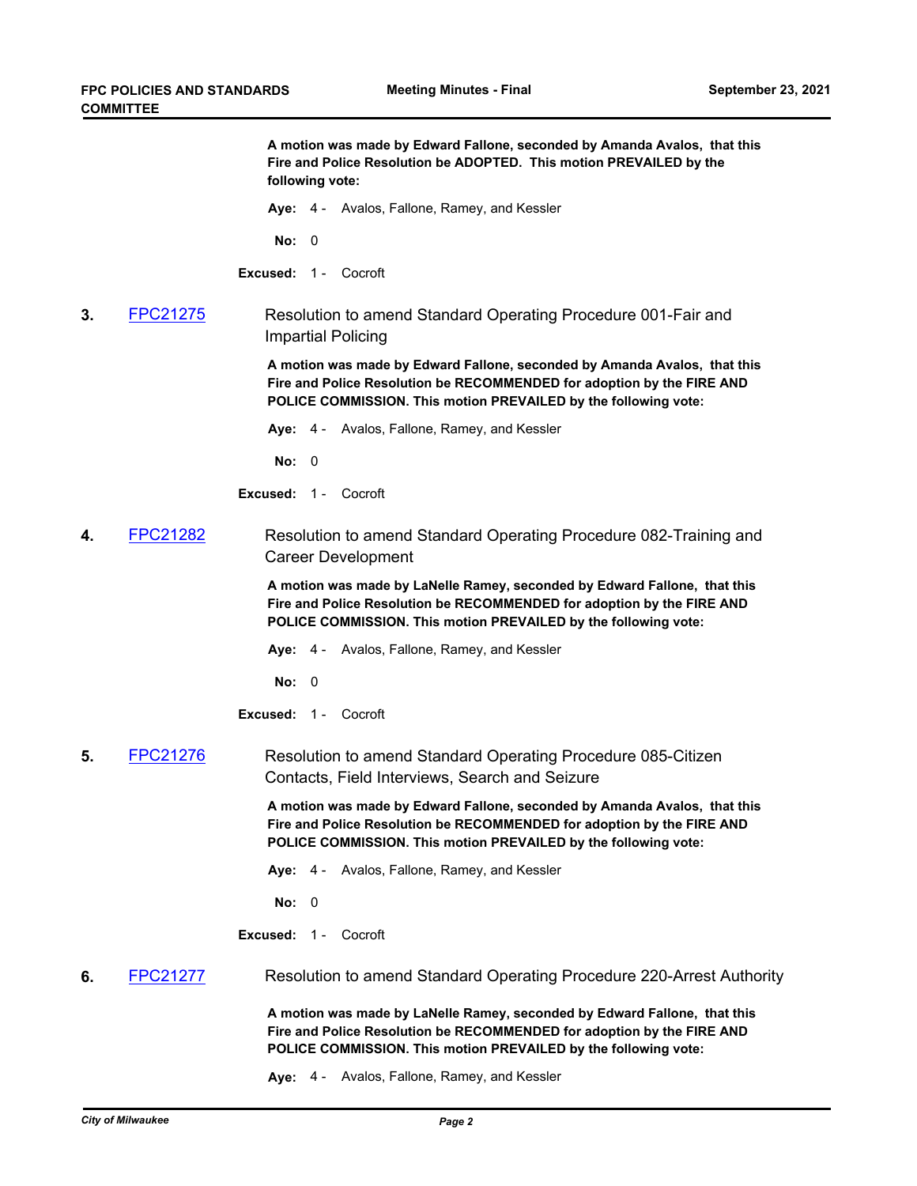**A motion was made by Edward Fallone, seconded by Amanda Avalos, that this Fire and Police Resolution be ADOPTED. This motion PREVAILED by the following vote:**

**Aye:** 4 - Avalos, Fallone, Ramey, and Kessler

**No:** 0

**Excused:** 1 - Cocroft

**3.** [FPC21275] Resolution to amend Standard Operating Procedure 001-Fair and Impartial Policing

**A motion was made by Edward Fallone, seconded by Amanda Avalos, that this Fire and Police Resolution be RECOMMENDED for adoption by the FIRE AND POLICE COMMISSION. This motion PREVAILED by the following vote:**

**Aye:** 4 - Avalos, Fallone, Ramey, and Kessler

**No:** 0

**Excused:** 1 - Cocroft

**4.** [FPC21282] Resolution to amend Standard Operating Procedure 082-Training and Career Development

**A motion was made by LaNelle Ramey, seconded by Edward Fallone, that this Fire and Police Resolution be RECOMMENDED for adoption by the FIRE AND POLICE COMMISSION. This motion PREVAILED by the following vote:**

**Aye:** 4 - Avalos, Fallone, Ramey, and Kessler

**No:** 0

**Excused:** 1 - Cocroft

**5.** [FPC21276] Resolution to amend Standard Operating Procedure 085-Citizen Contacts, Field Interviews, Search and Seizure

**A motion was made by Edward Fallone, seconded by Amanda Avalos, that this Fire and Police Resolution be RECOMMENDED for adoption by the FIRE AND POLICE COMMISSION. This motion PREVAILED by the following vote:**

**Aye:** 4 - Avalos, Fallone, Ramey, and Kessler

**No:** 0

**Excused:** 1 - Cocroft

**6.** [FPC21277] Resolution to amend Standard Operating Procedure 220-Arrest Authority

**A motion was made by LaNelle Ramey, seconded by Edward Fallone, that this Fire and Police Resolution be RECOMMENDED for adoption by the FIRE AND POLICE COMMISSION. This motion PREVAILED by the following vote:**

**Aye:** 4 - Avalos, Fallone, Ramey, and Kessler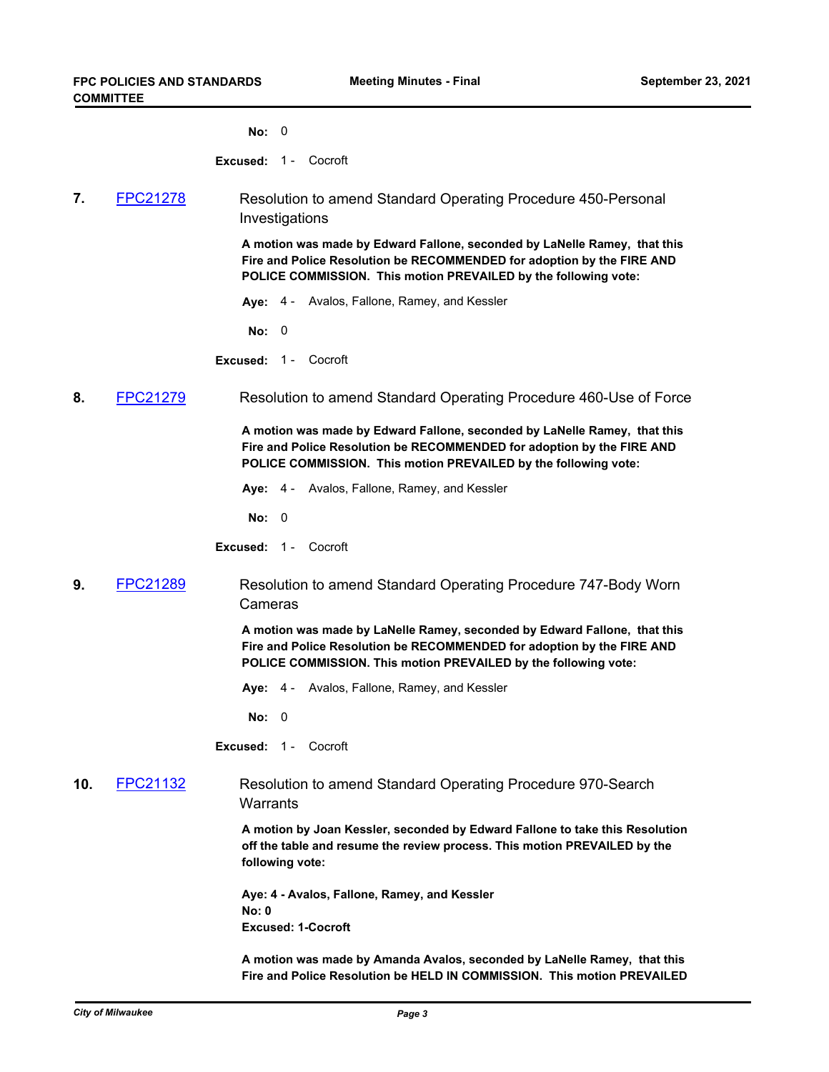No: 0

Excused: 1 - Cocroft

**7.** FPC21278 Resolution to amend Standard Operating Procedure 450-Personal Investigations

**A motion was made by Edward Fallone, seconded by LaNelle Ramey, that this Fire and Police Resolution be RECOMMENDED for adoption by the FIRE AND POLICE COMMISSION. This motion PREVAILED by the following vote:**

Aye: 4 - Avalos, Fallone, Ramey, and Kessler

No: 0

Excused: 1 - Cocroft

**8.** FPC21279 Resolution to amend Standard Operating Procedure 460-Use of Force

**A motion was made by Edward Fallone, seconded by LaNelle Ramey, that this Fire and Police Resolution be RECOMMENDED for adoption by the FIRE AND POLICE COMMISSION. This motion PREVAILED by the following vote:**

Aye: 4 - Avalos, Fallone, Ramey, and Kessler

No: 0

Excused: 1 - Cocroft

**9.** FPC21289 Resolution to amend Standard Operating Procedure 747-Body Worn Cameras

**A motion was made by LaNelle Ramey, seconded by Edward Fallone, that this Fire and Police Resolution be RECOMMENDED for adoption by the FIRE AND POLICE COMMISSION. This motion PREVAILED by the following vote:**

Aye: 4 - Avalos, Fallone, Ramey, and Kessler

No: 0

Excused: 1 - Cocroft

**10.** FPC21132 Resolution to amend Standard Operating Procedure 970-Search Warrants

**A motion by Joan Kessler, seconded by Edward Fallone to take this Resolution off the table and resume the review process. This motion PREVAILED by the following vote:**

**Aye: 4 - Avalos, Fallone, Ramey, and Kessler**
**No: 0**
**Excused: 1-Cocroft**

**A motion was made by Amanda Avalos, seconded by LaNelle Ramey, that this Fire and Police Resolution be HELD IN COMMISSION. This motion PREVAILED**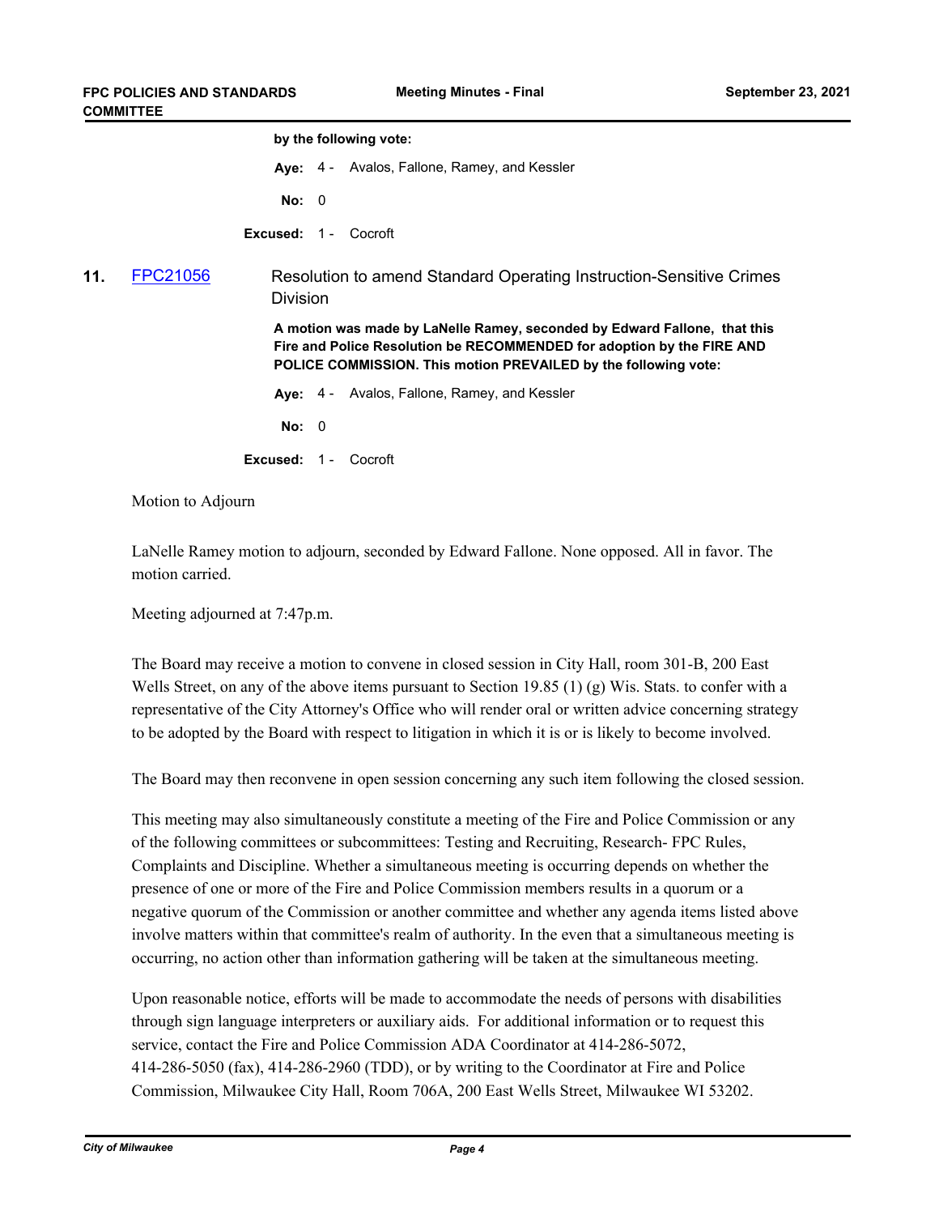**by the following vote:**

**Aye:** 4 - Avalos, Fallone, Ramey, and Kessler

**No:** 0

**Excused:** 1 - Cocroft

**11.** FPC21056 Resolution to amend Standard Operating Instruction-Sensitive Crimes Division

**A motion was made by LaNelle Ramey, seconded by Edward Fallone, that this Fire and Police Resolution be RECOMMENDED for adoption by the FIRE AND POLICE COMMISSION. This motion PREVAILED by the following vote:**

**Aye:** 4 - Avalos, Fallone, Ramey, and Kessler

**No:** 0

**Excused:** 1 - Cocroft

Motion to Adjourn

LaNelle Ramey motion to adjourn, seconded by Edward Fallone. None opposed. All in favor. The motion carried.

Meeting adjourned at 7:47p.m.

The Board may receive a motion to convene in closed session in City Hall, room 301-B, 200 East Wells Street, on any of the above items pursuant to Section 19.85 (1) (g) Wis. Stats. to confer with a representative of the City Attorney's Office who will render oral or written advice concerning strategy to be adopted by the Board with respect to litigation in which it is or is likely to become involved.

The Board may then reconvene in open session concerning any such item following the closed session.

This meeting may also simultaneously constitute a meeting of the Fire and Police Commission or any of the following committees or subcommittees: Testing and Recruiting, Research- FPC Rules, Complaints and Discipline. Whether a simultaneous meeting is occurring depends on whether the presence of one or more of the Fire and Police Commission members results in a quorum or a negative quorum of the Commission or another committee and whether any agenda items listed above involve matters within that committee's realm of authority. In the even that a simultaneous meeting is occurring, no action other than information gathering will be taken at the simultaneous meeting.

Upon reasonable notice, efforts will be made to accommodate the needs of persons with disabilities through sign language interpreters or auxiliary aids. For additional information or to request this service, contact the Fire and Police Commission ADA Coordinator at 414-286-5072, 414-286-5050 (fax), 414-286-2960 (TDD), or by writing to the Coordinator at Fire and Police Commission, Milwaukee City Hall, Room 706A, 200 East Wells Street, Milwaukee WI 53202.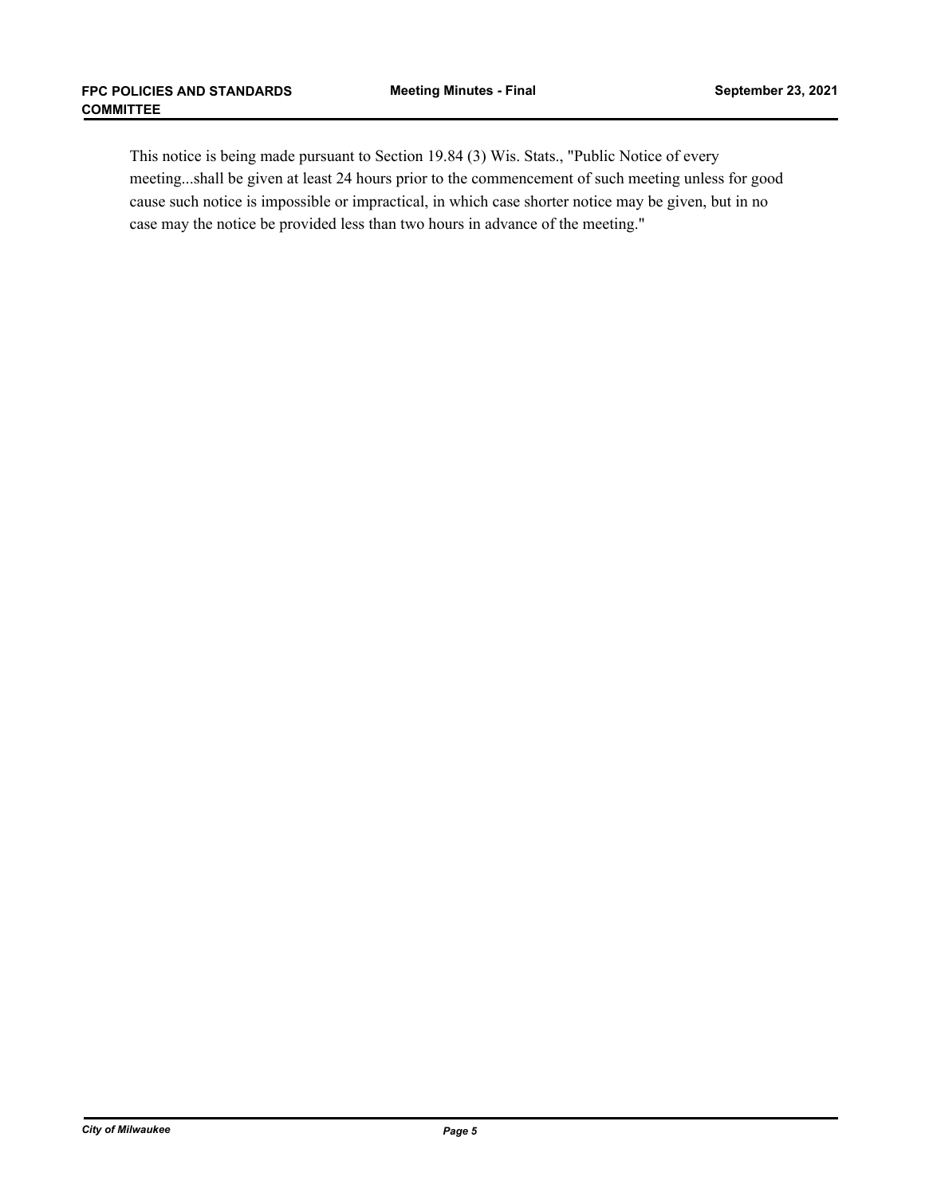This notice is being made pursuant to Section 19.84 (3) Wis. Stats., "Public Notice of every meeting...shall be given at least 24 hours prior to the commencement of such meeting unless for good cause such notice is impossible or impractical, in which case shorter notice may be given, but in no case may the notice be provided less than two hours in advance of the meeting."